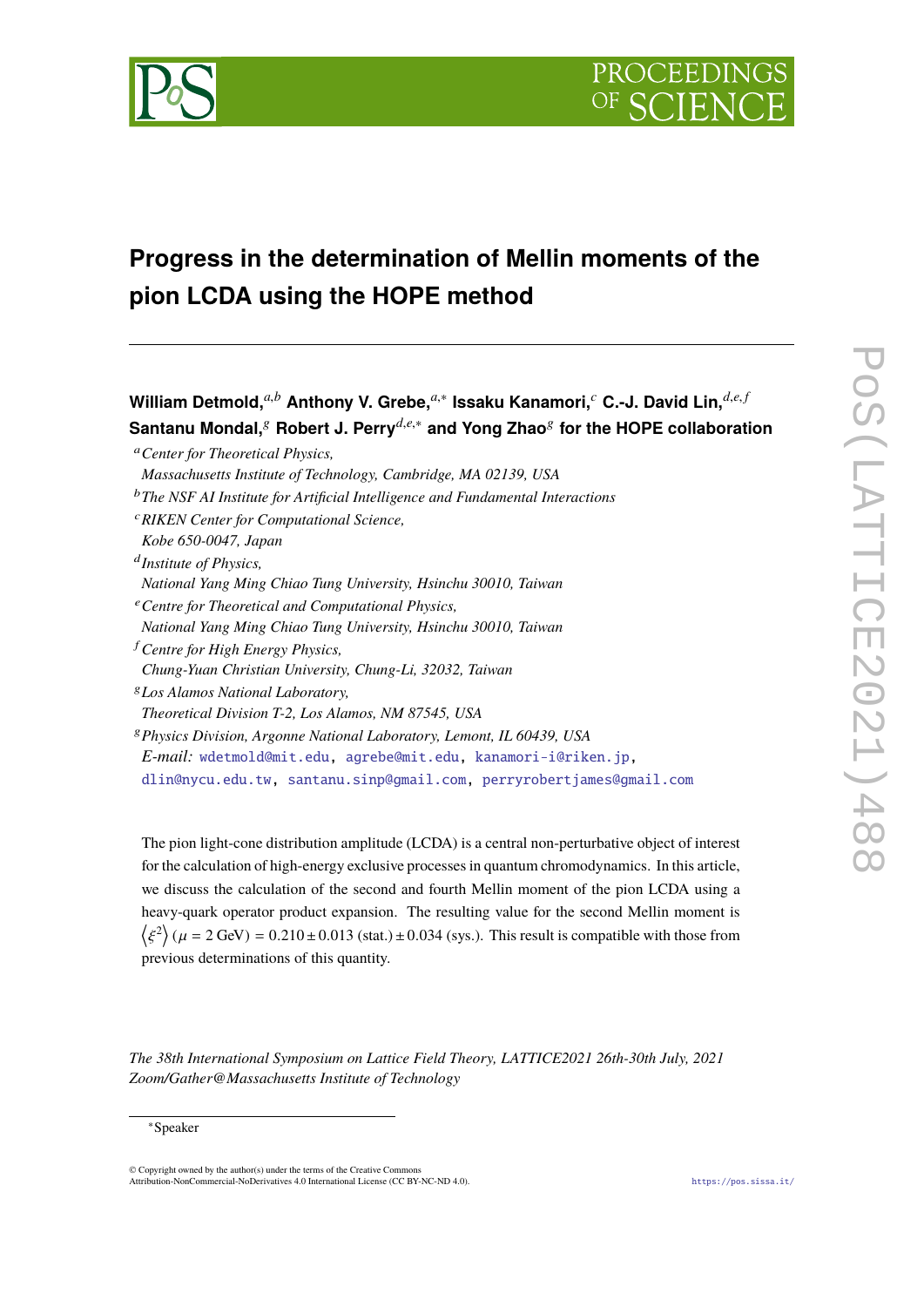# Progress in the determination of Mellin moments of the pion LCDA using the HOPE method

**William Detmold,**[a,b] **Anthony V. Grebe,**[a,*] **Issaku Kanamori,**[c] **C.-J. David Lin,**[d,e,f] **Santanu Mondal,**[g] **Robert J. Perry**[d,e,*] **and Yong Zhao**[g] **for the HOPE collaboration**

[a] *Center for Theoretical Physics, Massachusetts Institute of Technology, Cambridge, MA 02139, USA*

[b] *The NSF AI Institute for Artificial Intelligence and Fundamental Interactions*

[c] *RIKEN Center for Computational Science, Kobe 650-0047, Japan*

[d] *Institute of Physics, National Yang Ming Chiao Tung University, Hsinchu 30010, Taiwan*

[e] *Centre for Theoretical and Computational Physics, National Yang Ming Chiao Tung University, Hsinchu 30010, Taiwan*

[f] *Centre for High Energy Physics, Chung-Yuan Christian University, Chung-Li, 32032, Taiwan*

[g] *Los Alamos National Laboratory, Theoretical Division T-2, Los Alamos, NM 87545, USA*

[g] *Physics Division, Argonne National Laboratory, Lemont, IL 60439, USA*

*E-mail:* wdetmold@mit.edu, agrebe@mit.edu, kanamori-i@riken.jp, dlin@nycu.edu.tw, santanu.sinp@gmail.com, perryrobertjames@gmail.com

The pion light-cone distribution amplitude (LCDA) is a central non-perturbative object of interest for the calculation of high-energy exclusive processes in quantum chromodynamics. In this article, we discuss the calculation of the second and fourth Mellin moment of the pion LCDA using a heavy-quark operator product expansion. The resulting value for the second Mellin moment is $\left\langle \xi^2 \right\rangle (\mu = 2\text{ GeV}) = 0.210 \pm 0.013\text{ (stat.)} \pm 0.034\text{ (sys.)}$. This result is compatible with those from previous determinations of this quantity.

*The 38th International Symposium on Lattice Field Theory, LATTICE2021 26th-30th July, 2021 Zoom/Gather@Massachusetts Institute of Technology*

*Speaker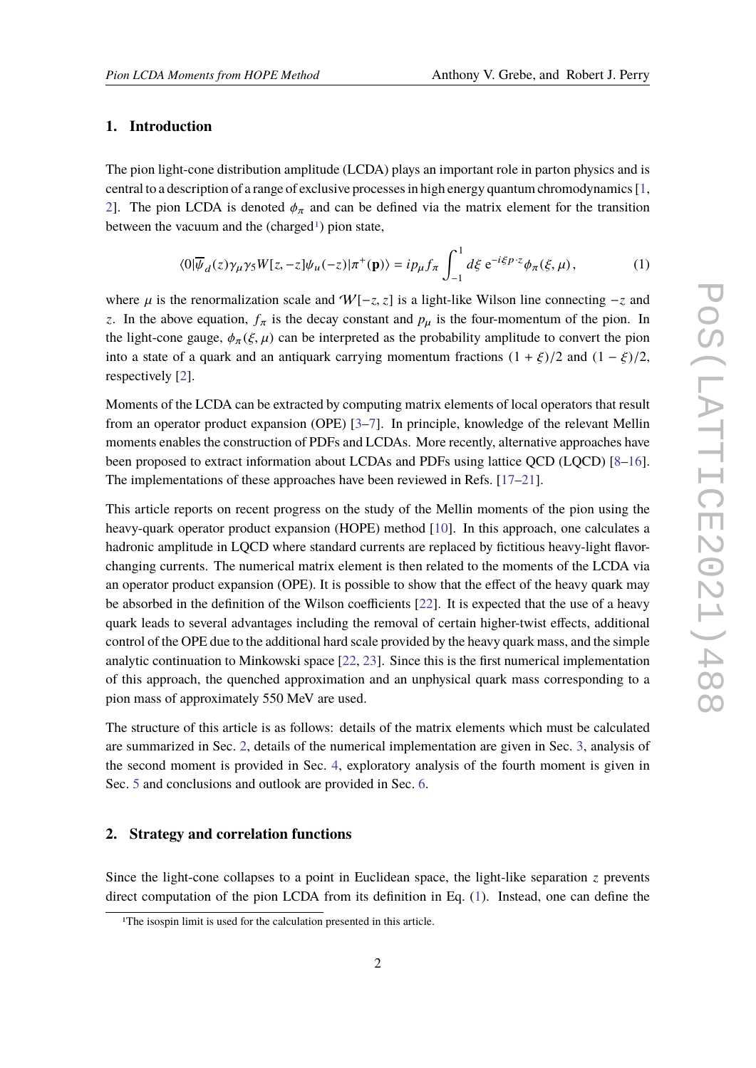## 1. Introduction

The pion light-cone distribution amplitude (LCDA) plays an important role in parton physics and is central to a description of a range of exclusive processes in high energy quantum chromodynamics [1, 2]. The pion LCDA is denoted $\phi_\pi$ and can be defined via the matrix element for the transition between the vacuum and the (charged[1]) pion state,

$$\langle 0|\overline{\psi}_d(z)\gamma_\mu\gamma_5 W[z,-z]\psi_u(-z)|\pi^+(\mathbf{p})\rangle = ip_\mu f_\pi \int_{-1}^{1} d\xi \, \mathrm{e}^{-i\xi p\cdot z}\phi_\pi(\xi,\mu)\,, \tag{1}$$

where $\mu$ is the renormalization scale and $\mathcal{W}[-z,z]$ is a light-like Wilson line connecting $-z$ and $z$. In the above equation, $f_\pi$ is the decay constant and $p_\mu$ is the four-momentum of the pion. In the light-cone gauge, $\phi_\pi(\xi,\mu)$ can be interpreted as the probability amplitude to convert the pion into a state of a quark and an antiquark carrying momentum fractions $(1+\xi)/2$ and $(1-\xi)/2$, respectively [2].

Moments of the LCDA can be extracted by computing matrix elements of local operators that result from an operator product expansion (OPE) [3–7]. In principle, knowledge of the relevant Mellin moments enables the construction of PDFs and LCDAs. More recently, alternative approaches have been proposed to extract information about LCDAs and PDFs using lattice QCD (LQCD) [8–16]. The implementations of these approaches have been reviewed in Refs. [17–21].

This article reports on recent progress on the study of the Mellin moments of the pion using the heavy-quark operator product expansion (HOPE) method [10]. In this approach, one calculates a hadronic amplitude in LQCD where standard currents are replaced by fictitious heavy-light flavor-changing currents. The numerical matrix element is then related to the moments of the LCDA via an operator product expansion (OPE). It is possible to show that the effect of the heavy quark may be absorbed in the definition of the Wilson coefficients [22]. It is expected that the use of a heavy quark leads to several advantages including the removal of certain higher-twist effects, additional control of the OPE due to the additional hard scale provided by the heavy quark mass, and the simple analytic continuation to Minkowski space [22, 23]. Since this is the first numerical implementation of this approach, the quenched approximation and an unphysical quark mass corresponding to a pion mass of approximately 550 MeV are used.

The structure of this article is as follows: details of the matrix elements which must be calculated are summarized in Sec. 2, details of the numerical implementation are given in Sec. 3, analysis of the second moment is provided in Sec. 4, exploratory analysis of the fourth moment is given in Sec. 5 and conclusions and outlook are provided in Sec. 6.

## 2. Strategy and correlation functions

Since the light-cone collapses to a point in Euclidean space, the light-like separation $z$ prevents direct computation of the pion LCDA from its definition in Eq. (1). Instead, one can define the

[1] The isospin limit is used for the calculation presented in this article.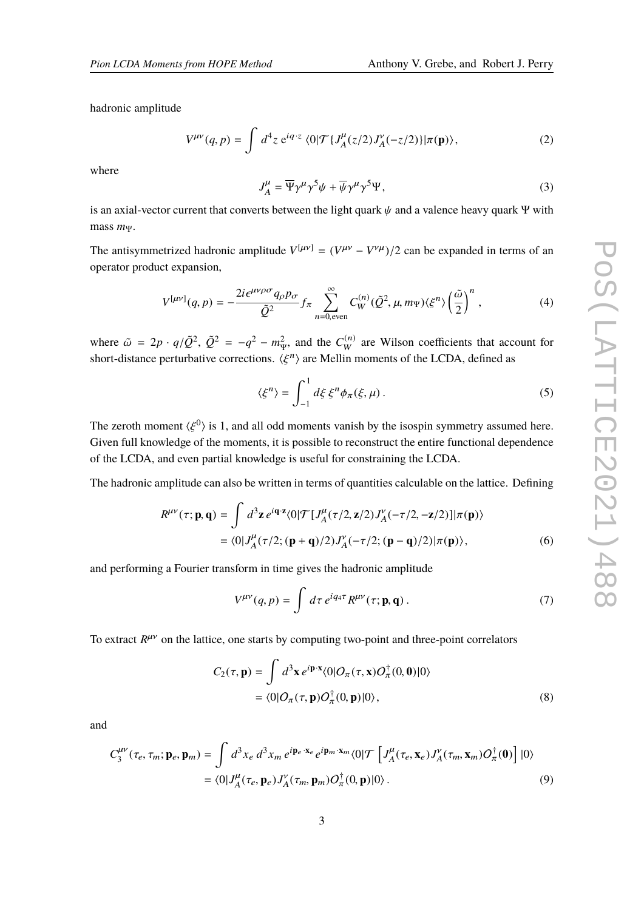hadronic amplitude

$$V^{\mu\nu}(q,p) = \int d^4z \, e^{iq\cdot z} \, \langle 0|\mathcal{T}\{J_A^\mu(z/2) J_A^\nu(-z/2)\}|\pi(\mathbf{p})\rangle, \tag{2}$$

where

$$J_A^\mu = \overline{\Psi}\gamma^\mu\gamma^5\psi + \overline{\psi}\gamma^\mu\gamma^5\Psi, \tag{3}$$

is an axial-vector current that converts between the light quark $\psi$ and a valence heavy quark $\Psi$ with mass $m_\Psi$.

The antisymmetrized hadronic amplitude $V^{[\mu\nu]} = (V^{\mu\nu} - V^{\nu\mu})/2$ can be expanded in terms of an operator product expansion,

$$V^{[\mu\nu]}(q,p) = -\frac{2i\epsilon^{\mu\nu\rho\sigma}q_\rho p_\sigma}{\tilde{Q}^2} f_\pi \sum_{n=0,\text{even}}^{\infty} C_W^{(n)}(\tilde{Q}^2, \mu, m_\Psi)\langle\xi^n\rangle\left(\frac{\tilde{\omega}}{2}\right)^n, \tag{4}$$

where $\tilde{\omega} = 2p\cdot q/\tilde{Q}^2$, $\tilde{Q}^2 = -q^2 - m_\Psi^2$, and the $C_W^{(n)}$ are Wilson coefficients that account for short-distance perturbative corrections. $\langle\xi^n\rangle$ are Mellin moments of the LCDA, defined as

$$\langle\xi^n\rangle = \int_{-1}^{1} d\xi \, \xi^n \phi_\pi(\xi,\mu) \,. \tag{5}$$

The zeroth moment $\langle\xi^0\rangle$ is 1, and all odd moments vanish by the isospin symmetry assumed here. Given full knowledge of the moments, it is possible to reconstruct the entire functional dependence of the LCDA, and even partial knowledge is useful for constraining the LCDA.

The hadronic amplitude can also be written in terms of quantities calculable on the lattice. Defining

$$\begin{aligned} R^{\mu\nu}(\tau;\mathbf{p},\mathbf{q}) &= \int d^3\mathbf{z} \, e^{i\mathbf{q}\cdot\mathbf{z}}\langle 0|\mathcal{T}[J_A^\mu(\tau/2,\mathbf{z}/2)J_A^\nu(-\tau/2,-\mathbf{z}/2)]|\pi(\mathbf{p})\rangle \\ &= \langle 0|J_A^\mu(\tau/2;(\mathbf{p}+\mathbf{q})/2)J_A^\nu(-\tau/2;(\mathbf{p}-\mathbf{q})/2)|\pi(\mathbf{p})\rangle, \end{aligned} \tag{6}$$

and performing a Fourier transform in time gives the hadronic amplitude

$$V^{\mu\nu}(q,p) = \int d\tau \, e^{iq_4\tau} R^{\mu\nu}(\tau;\mathbf{p},\mathbf{q}) \,. \tag{7}$$

To extract $R^{\mu\nu}$ on the lattice, one starts by computing two-point and three-point correlators

$$\begin{aligned} C_2(\tau,\mathbf{p}) &= \int d^3\mathbf{x} \, e^{i\mathbf{p}\cdot\mathbf{x}}\langle 0|O_\pi(\tau,\mathbf{x})O_\pi^\dagger(0,\mathbf{0})|0\rangle \\ &= \langle 0|O_\pi(\tau,\mathbf{p})O_\pi^\dagger(0,\mathbf{p})|0\rangle, \end{aligned} \tag{8}$$

and

$$\begin{aligned} C_3^{\mu\nu}(\tau_e,\tau_m;\mathbf{p}_e,\mathbf{p}_m) &= \int d^3x_e \, d^3x_m \, e^{i\mathbf{p}_e\cdot\mathbf{x}_e} e^{i\mathbf{p}_m\cdot\mathbf{x}_m}\langle 0|\mathcal{T}\left[J_A^\mu(\tau_e,\mathbf{x}_e)J_A^\nu(\tau_m,\mathbf{x}_m)O_\pi^\dagger(\mathbf{0})\right]|0\rangle \\ &= \langle 0|J_A^\mu(\tau_e,\mathbf{p}_e)J_A^\nu(\tau_m,\mathbf{p}_m)O_\pi^\dagger(0,\mathbf{p})|0\rangle \,. \end{aligned} \tag{9}$$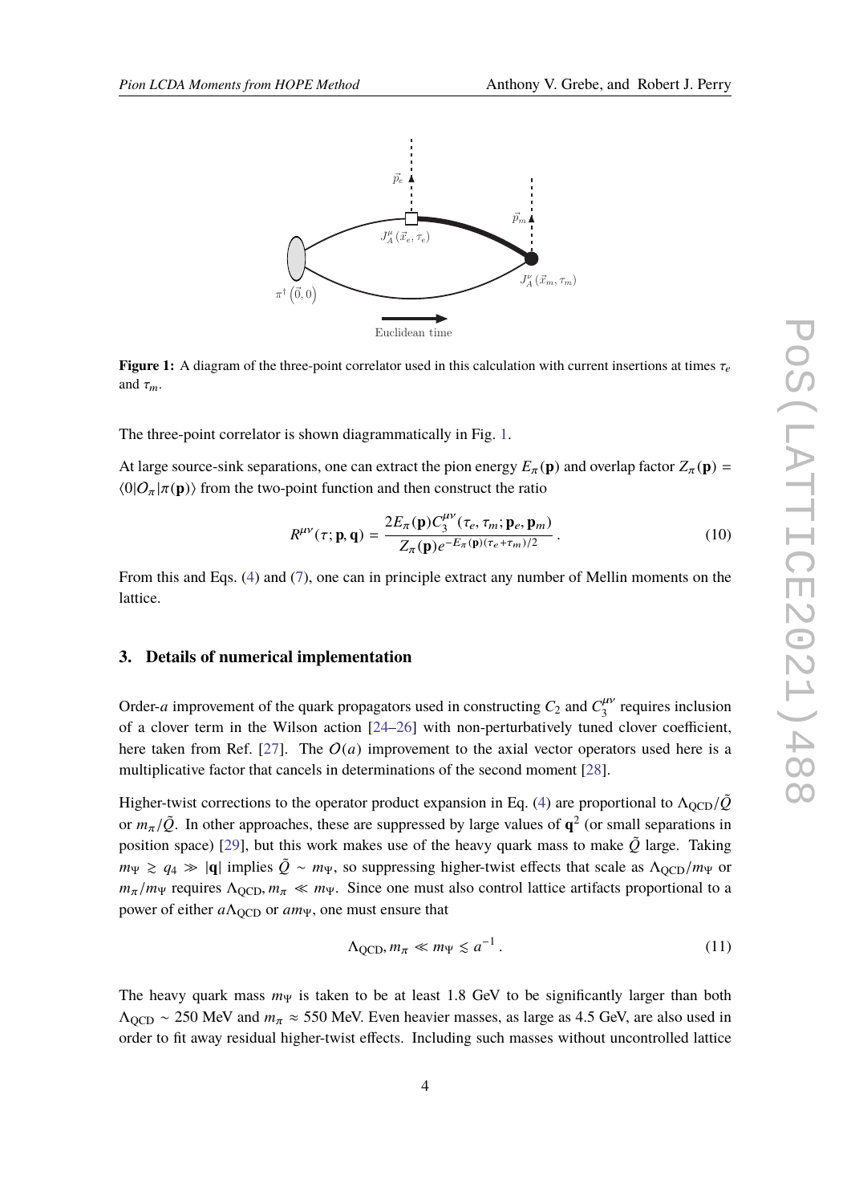**Figure 1:** A diagram of the three-point correlator used in this calculation with current insertions at times $\tau_e$ and $\tau_m$.

The three-point correlator is shown diagrammatically in Fig. 1.

At large source-sink separations, one can extract the pion energy $E_\pi(\mathbf{p})$ and overlap factor $Z_\pi(\mathbf{p}) = \langle 0|O_\pi|\pi(\mathbf{p})\rangle$ from the two-point function and then construct the ratio

$$R^{\mu\nu}(\tau; \mathbf{p}, \mathbf{q}) = \frac{2E_\pi(\mathbf{p})C_3^{\mu\nu}(\tau_e, \tau_m; \mathbf{p}_e, \mathbf{p}_m)}{Z_\pi(\mathbf{p})e^{-E_\pi(\mathbf{p})(\tau_e+\tau_m)/2}} . \tag{10}$$

From this and Eqs. (4) and (7), one can in principle extract any number of Mellin moments on the lattice.

## 3. Details of numerical implementation

Order-$a$ improvement of the quark propagators used in constructing $C_2$ and $C_3^{\mu\nu}$ requires inclusion of a clover term in the Wilson action [24–26] with non-perturbatively tuned clover coefficient, here taken from Ref. [27]. The $O(a)$ improvement to the axial vector operators used here is a multiplicative factor that cancels in determinations of the second moment [28].

Higher-twist corrections to the operator product expansion in Eq. (4) are proportional to $\Lambda_{\text{QCD}}/\tilde{Q}$ or $m_\pi/\tilde{Q}$. In other approaches, these are suppressed by large values of $\mathbf{q}^2$ (or small separations in position space) [29], but this work makes use of the heavy quark mass to make $\tilde{Q}$ large. Taking $m_\Psi \gtrsim q_4 \gg |\mathbf{q}|$ implies $\tilde{Q} \sim m_\Psi$, so suppressing higher-twist effects that scale as $\Lambda_{\text{QCD}}/m_\Psi$ or $m_\pi/m_\Psi$ requires $\Lambda_{\text{QCD}}, m_\pi \ll m_\Psi$. Since one must also control lattice artifacts proportional to a power of either $a\Lambda_{\text{QCD}}$ or $am_\Psi$, one must ensure that

$$\Lambda_{\text{QCD}}, m_\pi \ll m_\Psi \lesssim a^{-1} . \tag{11}$$

The heavy quark mass $m_\Psi$ is taken to be at least 1.8 GeV to be significantly larger than both $\Lambda_{\text{QCD}} \sim 250$ MeV and $m_\pi \approx 550$ MeV. Even heavier masses, as large as 4.5 GeV, are also used in order to fit away residual higher-twist effects. Including such masses without uncontrolled lattice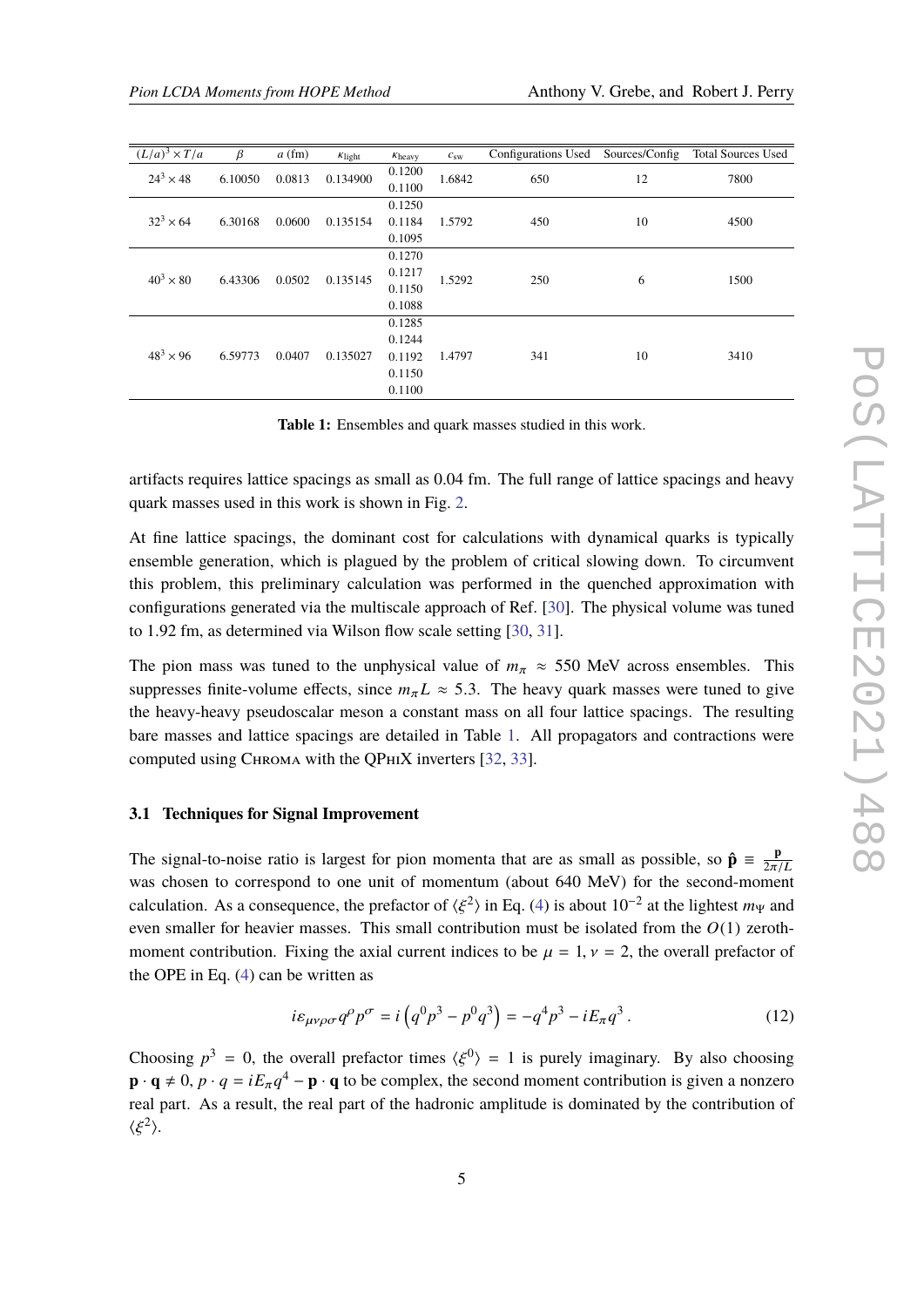| $(L/a)^3 \times T/a$ | $\beta$ | $a$ (fm) | $\kappa_{\text{light}}$ | $\kappa_{\text{heavy}}$ | $c_{\text{sw}}$ | Configurations Used | Sources/Config | Total Sources Used |
|---|---|---|---|---|---|---|---|---|
| $24^3 \times 48$ | 6.10050 | 0.0813 | 0.134900 | 0.1200<br>0.1100 | 1.6842 | 650 | 12 | 7800 |
| $32^3 \times 64$ | 6.30168 | 0.0600 | 0.135154 | 0.1250<br>0.1184<br>0.1095 | 1.5792 | 450 | 10 | 4500 |
| $40^3 \times 80$ | 6.43306 | 0.0502 | 0.135145 | 0.1270<br>0.1217<br>0.1150<br>0.1088 | 1.5292 | 250 | 6 | 1500 |
| $48^3 \times 96$ | 6.59773 | 0.0407 | 0.135027 | 0.1285<br>0.1244<br>0.1192<br>0.1150<br>0.1100 | 1.4797 | 341 | 10 | 3410 |

**Table 1:** Ensembles and quark masses studied in this work.

artifacts requires lattice spacings as small as 0.04 fm. The full range of lattice spacings and heavy quark masses used in this work is shown in Fig. 2.

At fine lattice spacings, the dominant cost for calculations with dynamical quarks is typically ensemble generation, which is plagued by the problem of critical slowing down. To circumvent this problem, this preliminary calculation was performed in the quenched approximation with configurations generated via the multiscale approach of Ref. [30]. The physical volume was tuned to 1.92 fm, as determined via Wilson flow scale setting [30, 31].

The pion mass was tuned to the unphysical value of $m_\pi \approx 550$ MeV across ensembles. This suppresses finite-volume effects, since $m_\pi L \approx 5.3$. The heavy quark masses were tuned to give the heavy-heavy pseudoscalar meson a constant mass on all four lattice spacings. The resulting bare masses and lattice spacings are detailed in Table 1. All propagators and contractions were computed using Chroma with the QPhiX inverters [32, 33].

### 3.1 Techniques for Signal Improvement

The signal-to-noise ratio is largest for pion momenta that are as small as possible, so $\hat{\mathbf{p}} \equiv \frac{\mathbf{p}}{2\pi/L}$ was chosen to correspond to one unit of momentum (about 640 MeV) for the second-moment calculation. As a consequence, the prefactor of $\langle \xi^2 \rangle$ in Eq. (4) is about $10^{-2}$ at the lightest $m_\Psi$ and even smaller for heavier masses. This small contribution must be isolated from the $O(1)$ zeroth-moment contribution. Fixing the axial current indices to be $\mu = 1, \nu = 2$, the overall prefactor of the OPE in Eq. (4) can be written as

$$i\varepsilon_{\mu\nu\rho\sigma} q^\rho p^\sigma = i\left(q^0 p^3 - p^0 q^3\right) = -q^4 p^3 - iE_\pi q^3 \,. \tag{12}$$

Choosing $p^3 = 0$, the overall prefactor times $\langle \xi^0 \rangle = 1$ is purely imaginary. By also choosing $\mathbf{p} \cdot \mathbf{q} \neq 0$, $p \cdot q = iE_\pi q^4 - \mathbf{p} \cdot \mathbf{q}$ to be complex, the second moment contribution is given a nonzero real part. As a result, the real part of the hadronic amplitude is dominated by the contribution of $\langle \xi^2 \rangle$.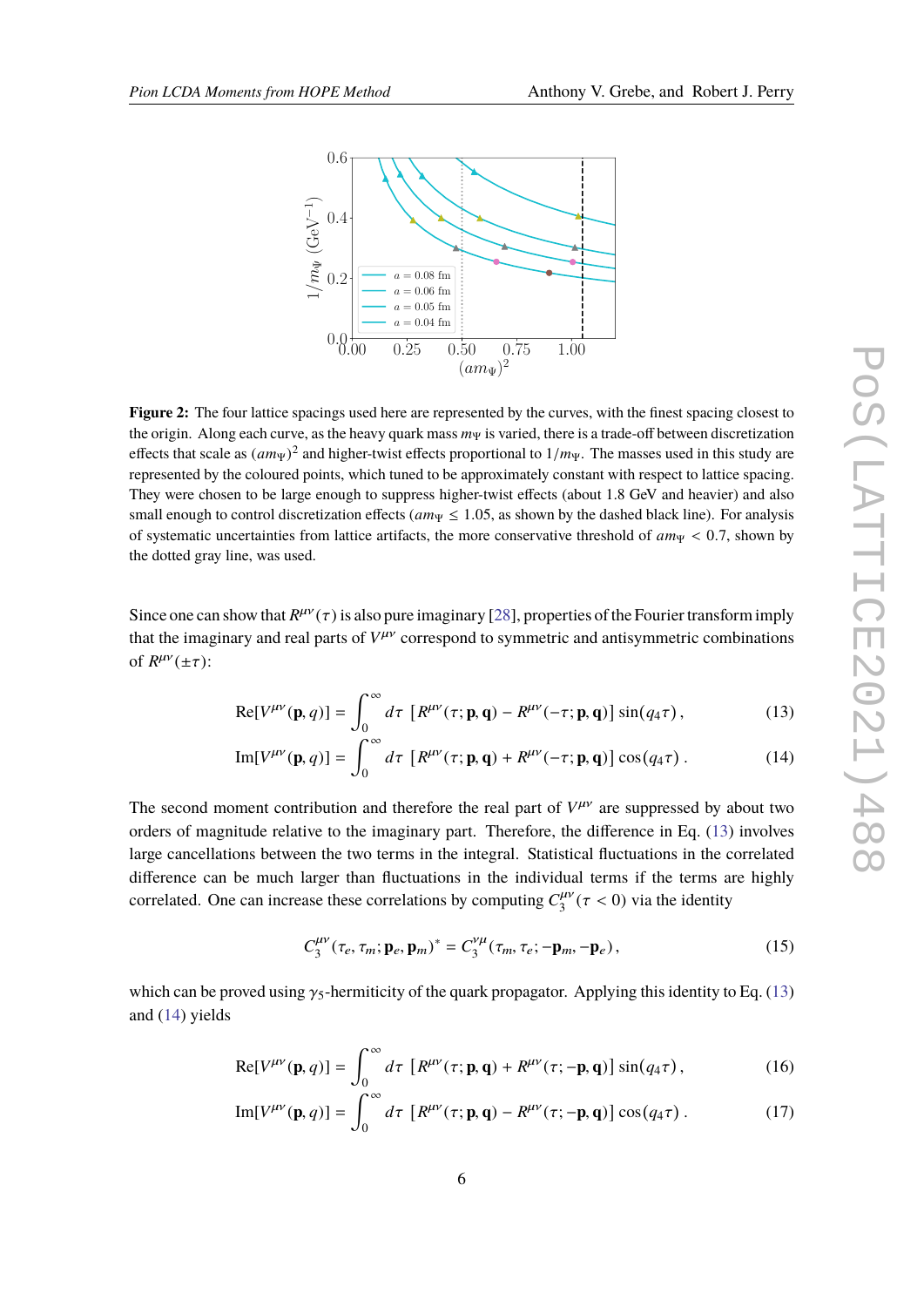**Figure 2:** The four lattice spacings used here are represented by the curves, with the finest spacing closest to the origin. Along each curve, as the heavy quark mass $m_\Psi$ is varied, there is a trade-off between discretization effects that scale as $(am_\Psi)^2$ and higher-twist effects proportional to $1/m_\Psi$. The masses used in this study are represented by the coloured points, which tuned to be approximately constant with respect to lattice spacing. They were chosen to be large enough to suppress higher-twist effects (about 1.8 GeV and heavier) and also small enough to control discretization effects ($am_\Psi \leq 1.05$, as shown by the dashed black line). For analysis of systematic uncertainties from lattice artifacts, the more conservative threshold of $am_\Psi < 0.7$, shown by the dotted gray line, was used.

Since one can show that $R^{\mu\nu}(\tau)$ is also pure imaginary [28], properties of the Fourier transform imply that the imaginary and real parts of $V^{\mu\nu}$ correspond to symmetric and antisymmetric combinations of $R^{\mu\nu}(\pm\tau)$:

$$\mathrm{Re}[V^{\mu\nu}(\mathbf{p}, q)] = \int_0^\infty d\tau \; [R^{\mu\nu}(\tau; \mathbf{p}, \mathbf{q}) - R^{\mu\nu}(-\tau; \mathbf{p}, \mathbf{q})] \sin(q_4 \tau) \,, \tag{13}$$

$$\mathrm{Im}[V^{\mu\nu}(\mathbf{p}, q)] = \int_0^\infty d\tau \; [R^{\mu\nu}(\tau; \mathbf{p}, \mathbf{q}) + R^{\mu\nu}(-\tau; \mathbf{p}, \mathbf{q})] \cos(q_4 \tau) \,. \tag{14}$$

The second moment contribution and therefore the real part of $V^{\mu\nu}$ are suppressed by about two orders of magnitude relative to the imaginary part. Therefore, the difference in Eq. (13) involves large cancellations between the two terms in the integral. Statistical fluctuations in the correlated difference can be much larger than fluctuations in the individual terms if the terms are highly correlated. One can increase these correlations by computing $C_3^{\mu\nu}(\tau < 0)$ via the identity

$$C_3^{\mu\nu}(\tau_e, \tau_m; \mathbf{p}_e, \mathbf{p}_m)^* = C_3^{\nu\mu}(\tau_m, \tau_e; -\mathbf{p}_m, -\mathbf{p}_e) \,, \tag{15}$$

which can be proved using $\gamma_5$-hermiticity of the quark propagator. Applying this identity to Eq. (13) and (14) yields

$$\mathrm{Re}[V^{\mu\nu}(\mathbf{p}, q)] = \int_0^\infty d\tau \; [R^{\mu\nu}(\tau; \mathbf{p}, \mathbf{q}) + R^{\mu\nu}(\tau; -\mathbf{p}, \mathbf{q})] \sin(q_4 \tau) \,, \tag{16}$$

$$\mathrm{Im}[V^{\mu\nu}(\mathbf{p}, q)] = \int_0^\infty d\tau \; [R^{\mu\nu}(\tau; \mathbf{p}, \mathbf{q}) - R^{\mu\nu}(\tau; -\mathbf{p}, \mathbf{q})] \cos(q_4 \tau) \,. \tag{17}$$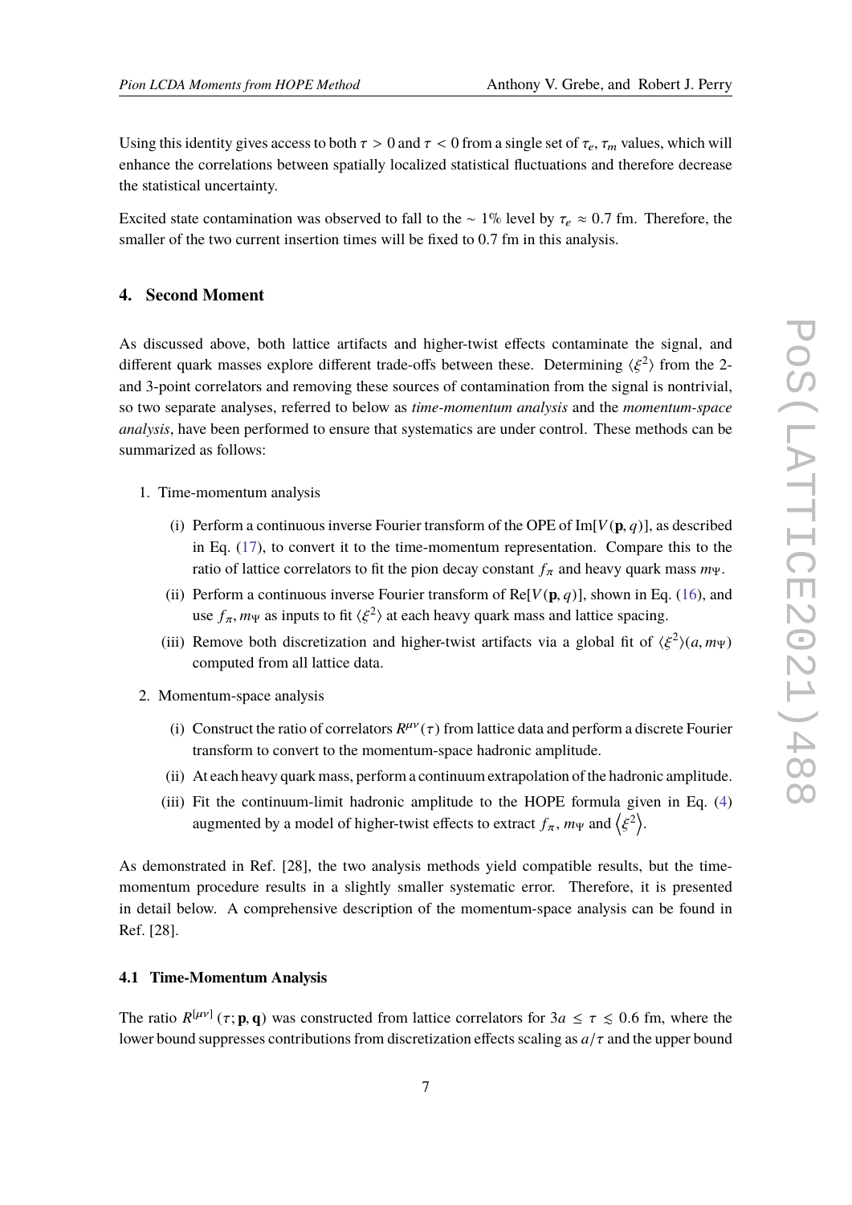Using this identity gives access to both $\tau > 0$ and $\tau < 0$ from a single set of $\tau_e, \tau_m$ values, which will enhance the correlations between spatially localized statistical fluctuations and therefore decrease the statistical uncertainty.

Excited state contamination was observed to fall to the $\sim 1\%$ level by $\tau_e \approx 0.7$ fm. Therefore, the smaller of the two current insertion times will be fixed to 0.7 fm in this analysis.

## 4. Second Moment

As discussed above, both lattice artifacts and higher-twist effects contaminate the signal, and different quark masses explore different trade-offs between these. Determining $\langle \xi^2 \rangle$ from the 2- and 3-point correlators and removing these sources of contamination from the signal is nontrivial, so two separate analyses, referred to below as *time-momentum analysis* and the *momentum-space analysis*, have been performed to ensure that systematics are under control. These methods can be summarized as follows:

1. Time-momentum analysis
   - (i) Perform a continuous inverse Fourier transform of the OPE of $\mathrm{Im}[V(\mathbf{p}, q)]$, as described in Eq. (17), to convert it to the time-momentum representation. Compare this to the ratio of lattice correlators to fit the pion decay constant $f_\pi$ and heavy quark mass $m_\Psi$.
   - (ii) Perform a continuous inverse Fourier transform of $\mathrm{Re}[V(\mathbf{p}, q)]$, shown in Eq. (16), and use $f_\pi, m_\Psi$ as inputs to fit $\langle \xi^2 \rangle$ at each heavy quark mass and lattice spacing.
   - (iii) Remove both discretization and higher-twist artifacts via a global fit of $\langle \xi^2 \rangle(a, m_\Psi)$ computed from all lattice data.
2. Momentum-space analysis
   - (i) Construct the ratio of correlators $R^{\mu\nu}(\tau)$ from lattice data and perform a discrete Fourier transform to convert to the momentum-space hadronic amplitude.
   - (ii) At each heavy quark mass, perform a continuum extrapolation of the hadronic amplitude.
   - (iii) Fit the continuum-limit hadronic amplitude to the HOPE formula given in Eq. (4) augmented by a model of higher-twist effects to extract $f_\pi$, $m_\Psi$ and $\left\langle \xi^2 \right\rangle$.

As demonstrated in Ref. [28], the two analysis methods yield compatible results, but the time-momentum procedure results in a slightly smaller systematic error. Therefore, it is presented in detail below. A comprehensive description of the momentum-space analysis can be found in Ref. [28].

### 4.1 Time-Momentum Analysis

The ratio $R^{[\mu\nu]}(\tau; \mathbf{p}, \mathbf{q})$ was constructed from lattice correlators for $3a \leq \tau \lesssim 0.6$ fm, where the lower bound suppresses contributions from discretization effects scaling as $a/\tau$ and the upper bound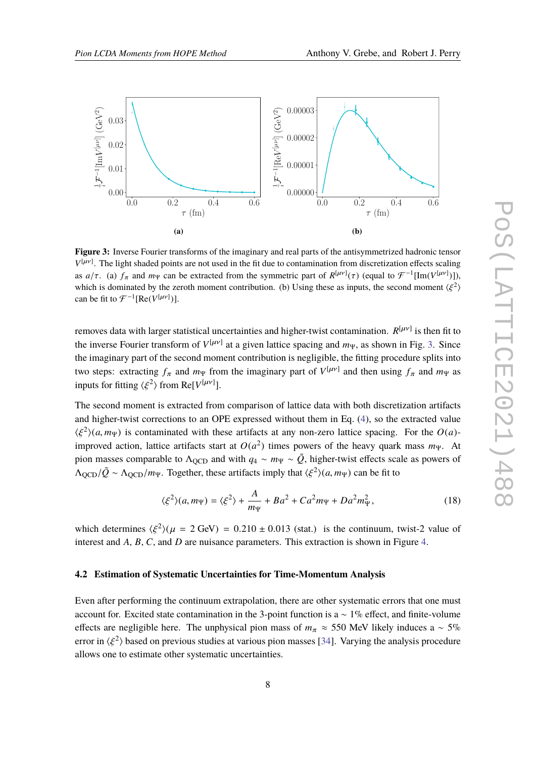**Figure 3:** Inverse Fourier transforms of the imaginary and real parts of the antisymmetrized hadronic tensor $V^{[\mu\nu]}$. The light shaded points are not used in the fit due to contamination from discretization effects scaling as $a/\tau$. (a) $f_\pi$ and $m_\Psi$ can be extracted from the symmetric part of $R^{[\mu\nu]}(\tau)$ (equal to $\mathcal{F}^{-1}[\mathrm{Im}(V^{[\mu\nu]})]$), which is dominated by the zeroth moment contribution. (b) Using these as inputs, the second moment $\langle\xi^2\rangle$ can be fit to $\mathcal{F}^{-1}[\mathrm{Re}(V^{[\mu\nu]})]$.

removes data with larger statistical uncertainties and higher-twist contamination. $R^{[\mu\nu]}$ is then fit to the inverse Fourier transform of $V^{[\mu\nu]}$ at a given lattice spacing and $m_\Psi$, as shown in Fig. 3. Since the imaginary part of the second moment contribution is negligible, the fitting procedure splits into two steps: extracting $f_\pi$ and $m_\Psi$ from the imaginary part of $V^{[\mu\nu]}$ and then using $f_\pi$ and $m_\Psi$ as inputs for fitting $\langle\xi^2\rangle$ from $\mathrm{Re}[V^{[\mu\nu]}]$.

The second moment is extracted from comparison of lattice data with both discretization artifacts and higher-twist corrections to an OPE expressed without them in Eq. (4), so the extracted value $\langle\xi^2\rangle(a, m_\Psi)$ is contaminated with these artifacts at any non-zero lattice spacing. For the $O(a)$-improved action, lattice artifacts start at $O(a^2)$ times powers of the heavy quark mass $m_\Psi$. At pion masses comparable to $\Lambda_{\mathrm{QCD}}$ and with $q_4 \sim m_\Psi \sim \tilde{Q}$, higher-twist effects scale as powers of $\Lambda_{\mathrm{QCD}}/\tilde{Q} \sim \Lambda_{\mathrm{QCD}}/m_\Psi$. Together, these artifacts imply that $\langle\xi^2\rangle(a, m_\Psi)$ can be fit to

$$\langle\xi^2\rangle(a, m_\Psi) = \langle\xi^2\rangle + \frac{A}{m_\Psi} + Ba^2 + Ca^2 m_\Psi + Da^2 m_\Psi^2, \tag{18}$$

which determines $\langle\xi^2\rangle(\mu = 2\ \mathrm{GeV}) = 0.210 \pm 0.013$ (stat.) is the continuum, twist-2 value of interest and $A$, $B$, $C$, and $D$ are nuisance parameters. This extraction is shown in Figure 4.

### 4.2 Estimation of Systematic Uncertainties for Time-Momentum Analysis

Even after performing the continuum extrapolation, there are other systematic errors that one must account for. Excited state contamination in the 3-point function is a $\sim 1\%$ effect, and finite-volume effects are negligible here. The unphysical pion mass of $m_\pi \approx 550$ MeV likely induces a $\sim 5\%$ error in $\langle\xi^2\rangle$ based on previous studies at various pion masses [34]. Varying the analysis procedure allows one to estimate other systematic uncertainties.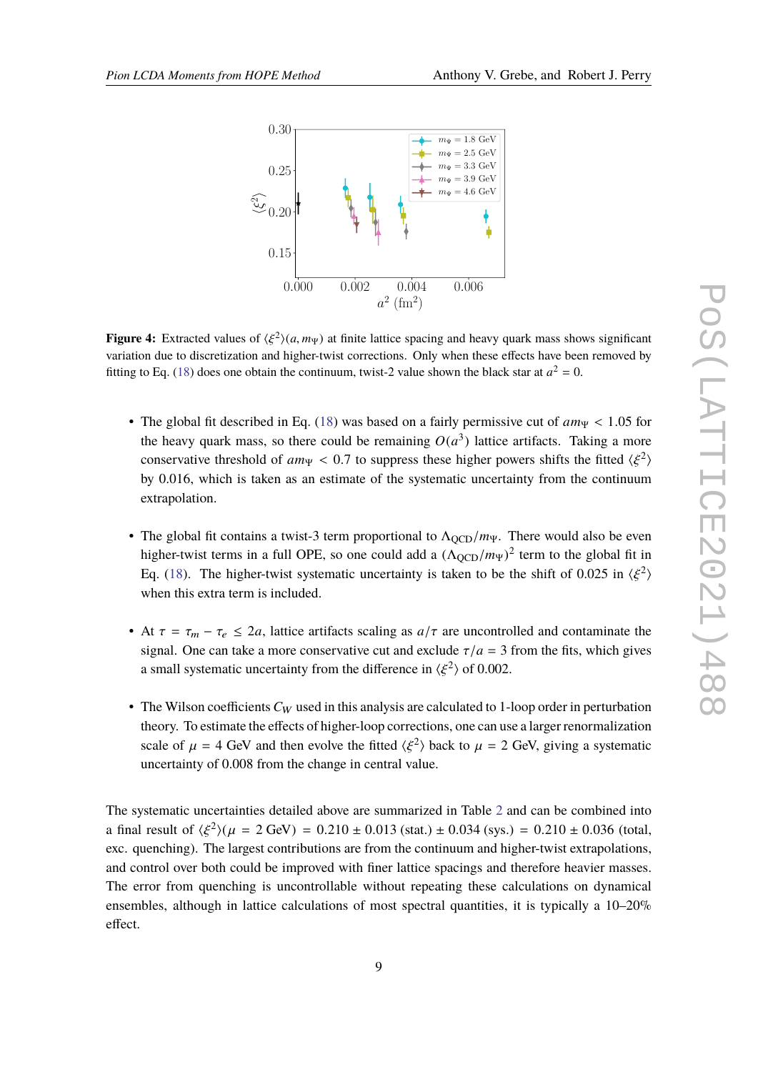**Figure 4:** Extracted values of $\langle \xi^2 \rangle(a, m_\Psi)$ at finite lattice spacing and heavy quark mass shows significant variation due to discretization and higher-twist corrections. Only when these effects have been removed by fitting to Eq. (18) does one obtain the continuum, twist-2 value shown the black star at $a^2 = 0$.

- The global fit described in Eq. (18) was based on a fairly permissive cut of $am_\Psi < 1.05$ for the heavy quark mass, so there could be remaining $O(a^3)$ lattice artifacts. Taking a more conservative threshold of $am_\Psi < 0.7$ to suppress these higher powers shifts the fitted $\langle \xi^2 \rangle$ by 0.016, which is taken as an estimate of the systematic uncertainty from the continuum extrapolation.

- The global fit contains a twist-3 term proportional to $\Lambda_{\text{QCD}}/m_\Psi$. There would also be even higher-twist terms in a full OPE, so one could add a $(\Lambda_{\text{QCD}}/m_\Psi)^2$ term to the global fit in Eq. (18). The higher-twist systematic uncertainty is taken to be the shift of 0.025 in $\langle \xi^2 \rangle$ when this extra term is included.

- At $\tau = \tau_m - \tau_e \leq 2a$, lattice artifacts scaling as $a/\tau$ are uncontrolled and contaminate the signal. One can take a more conservative cut and exclude $\tau/a = 3$ from the fits, which gives a small systematic uncertainty from the difference in $\langle \xi^2 \rangle$ of 0.002.

- The Wilson coefficients $C_W$ used in this analysis are calculated to 1-loop order in perturbation theory. To estimate the effects of higher-loop corrections, one can use a larger renormalization scale of $\mu = 4$ GeV and then evolve the fitted $\langle \xi^2 \rangle$ back to $\mu = 2$ GeV, giving a systematic uncertainty of 0.008 from the change in central value.

The systematic uncertainties detailed above are summarized in Table 2 and can be combined into a final result of $\langle \xi^2 \rangle(\mu = 2\text{ GeV}) = 0.210 \pm 0.013\text{ (stat.)} \pm 0.034\text{ (sys.)} = 0.210 \pm 0.036$ (total, exc. quenching). The largest contributions are from the continuum and higher-twist extrapolations, and control over both could be improved with finer lattice spacings and therefore heavier masses. The error from quenching is uncontrollable without repeating these calculations on dynamical ensembles, although in lattice calculations of most spectral quantities, it is typically a 10–20% effect.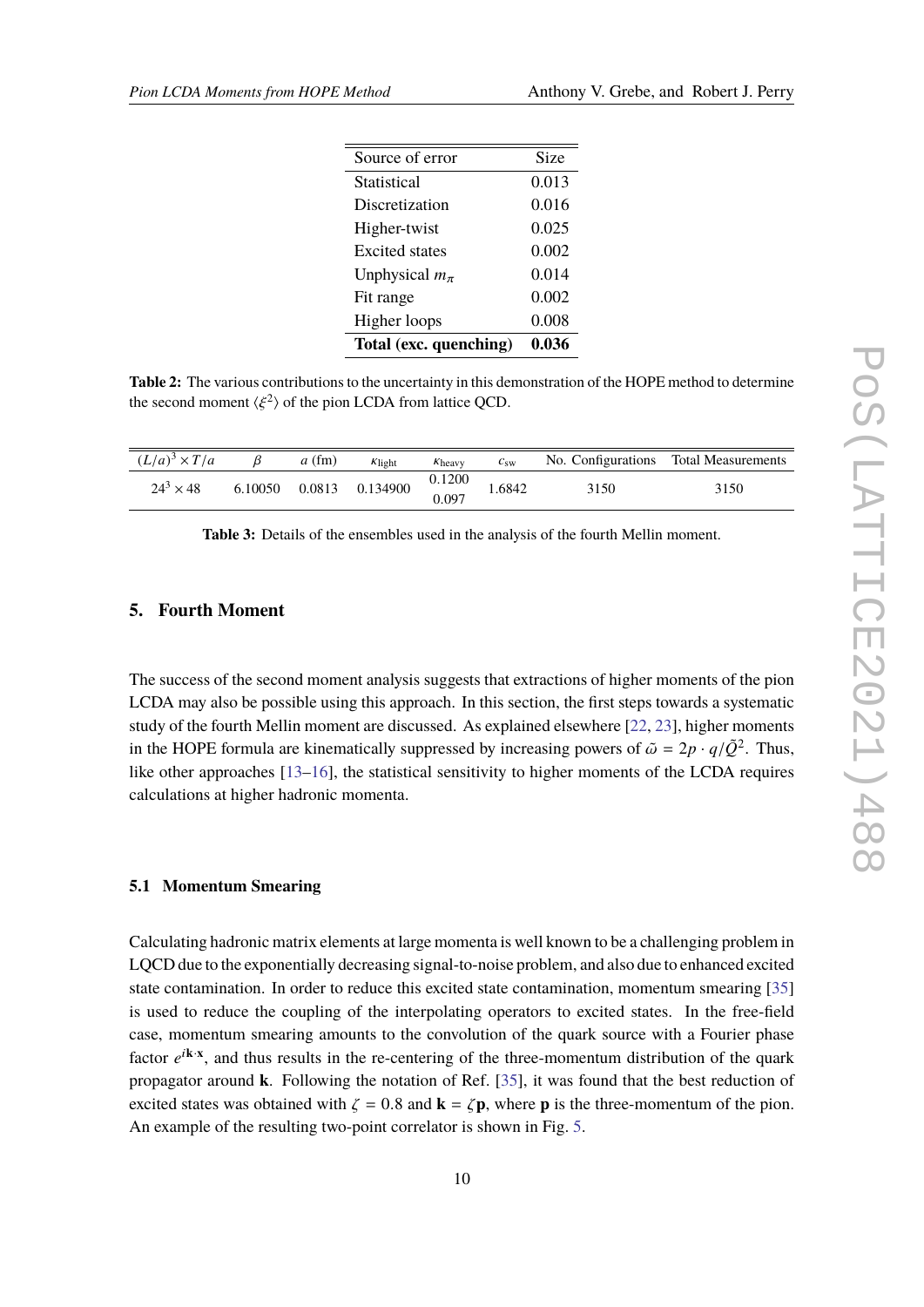| Source of error | Size |
|---|---|
| Statistical | 0.013 |
| Discretization | 0.016 |
| Higher-twist | 0.025 |
| Excited states | 0.002 |
| Unphysical $m_\pi$ | 0.014 |
| Fit range | 0.002 |
| Higher loops | 0.008 |
| **Total (exc. quenching)** | **0.036** |

**Table 2:** The various contributions to the uncertainty in this demonstration of the HOPE method to determine the second moment $\langle \xi^2 \rangle$ of the pion LCDA from lattice QCD.

| $(L/a)^3 \times T/a$ | $\beta$ | $a$ (fm) | $\kappa_{\text{light}}$ | $\kappa_{\text{heavy}}$ | $c_{\text{sw}}$ | No. Configurations | Total Measurements |
|---|---|---|---|---|---|---|---|
| $24^3 \times 48$ | 6.10050 | 0.0813 | 0.134900 | 0.1200<br>0.097 | 1.6842 | 3150 | 3150 |

**Table 3:** Details of the ensembles used in the analysis of the fourth Mellin moment.

## 5. Fourth Moment

The success of the second moment analysis suggests that extractions of higher moments of the pion LCDA may also be possible using this approach. In this section, the first steps towards a systematic study of the fourth Mellin moment are discussed. As explained elsewhere [22, 23], higher moments in the HOPE formula are kinematically suppressed by increasing powers of $\tilde{\omega} = 2p \cdot q/\tilde{Q}^2$. Thus, like other approaches [13–16], the statistical sensitivity to higher moments of the LCDA requires calculations at higher hadronic momenta.

### 5.1 Momentum Smearing

Calculating hadronic matrix elements at large momenta is well known to be a challenging problem in LQCD due to the exponentially decreasing signal-to-noise problem, and also due to enhanced excited state contamination. In order to reduce this excited state contamination, momentum smearing [35] is used to reduce the coupling of the interpolating operators to excited states. In the free-field case, momentum smearing amounts to the convolution of the quark source with a Fourier phase factor $e^{i\mathbf{k}\cdot\mathbf{x}}$, and thus results in the re-centering of the three-momentum distribution of the quark propagator around $\mathbf{k}$. Following the notation of Ref. [35], it was found that the best reduction of excited states was obtained with $\zeta = 0.8$ and $\mathbf{k} = \zeta\mathbf{p}$, where $\mathbf{p}$ is the three-momentum of the pion. An example of the resulting two-point correlator is shown in Fig. 5.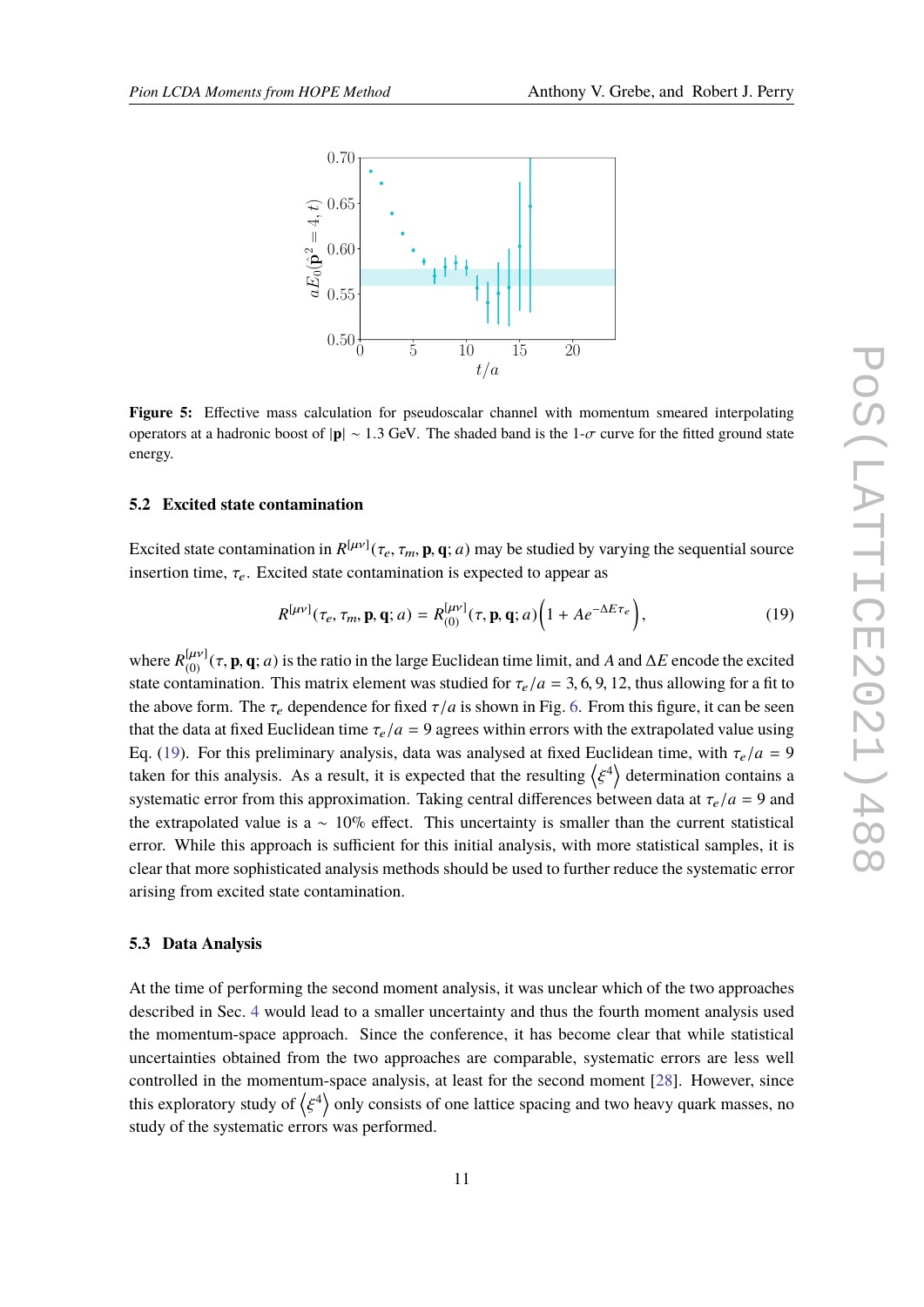Figure 5: Effective mass calculation for pseudoscalar channel with momentum smeared interpolating operators at a hadronic boost of $|\mathbf{p}| \sim 1.3$ GeV. The shaded band is the 1-$\sigma$ curve for the fitted ground state energy.

### 5.2 Excited state contamination

Excited state contamination in $R^{[\mu\nu]}(\tau_e, \tau_m, \mathbf{p}, \mathbf{q}; a)$ may be studied by varying the sequential source insertion time, $\tau_e$. Excited state contamination is expected to appear as

$$R^{[\mu\nu]}(\tau_e, \tau_m, \mathbf{p}, \mathbf{q}; a) = R^{[\mu\nu]}_{(0)}(\tau, \mathbf{p}, \mathbf{q}; a)\left(1 + Ae^{-\Delta E \tau_e}\right), \tag{19}$$

where $R^{[\mu\nu]}_{(0)}(\tau, \mathbf{p}, \mathbf{q}; a)$ is the ratio in the large Euclidean time limit, and $A$ and $\Delta E$ encode the excited state contamination. This matrix element was studied for $\tau_e/a = 3, 6, 9, 12$, thus allowing for a fit to the above form. The $\tau_e$ dependence for fixed $\tau/a$ is shown in Fig. 6. From this figure, it can be seen that the data at fixed Euclidean time $\tau_e/a = 9$ agrees within errors with the extrapolated value using Eq. (19). For this preliminary analysis, data was analysed at fixed Euclidean time, with $\tau_e/a = 9$ taken for this analysis. As a result, it is expected that the resulting $\langle \xi^4 \rangle$ determination contains a systematic error from this approximation. Taking central differences between data at $\tau_e/a = 9$ and the extrapolated value is a $\sim$ 10% effect. This uncertainty is smaller than the current statistical error. While this approach is sufficient for this initial analysis, with more statistical samples, it is clear that more sophisticated analysis methods should be used to further reduce the systematic error arising from excited state contamination.

### 5.3 Data Analysis

At the time of performing the second moment analysis, it was unclear which of the two approaches described in Sec. 4 would lead to a smaller uncertainty and thus the fourth moment analysis used the momentum-space approach. Since the conference, it has become clear that while statistical uncertainties obtained from the two approaches are comparable, systematic errors are less well controlled in the momentum-space analysis, at least for the second moment [28]. However, since this exploratory study of $\langle \xi^4 \rangle$ only consists of one lattice spacing and two heavy quark masses, no study of the systematic errors was performed.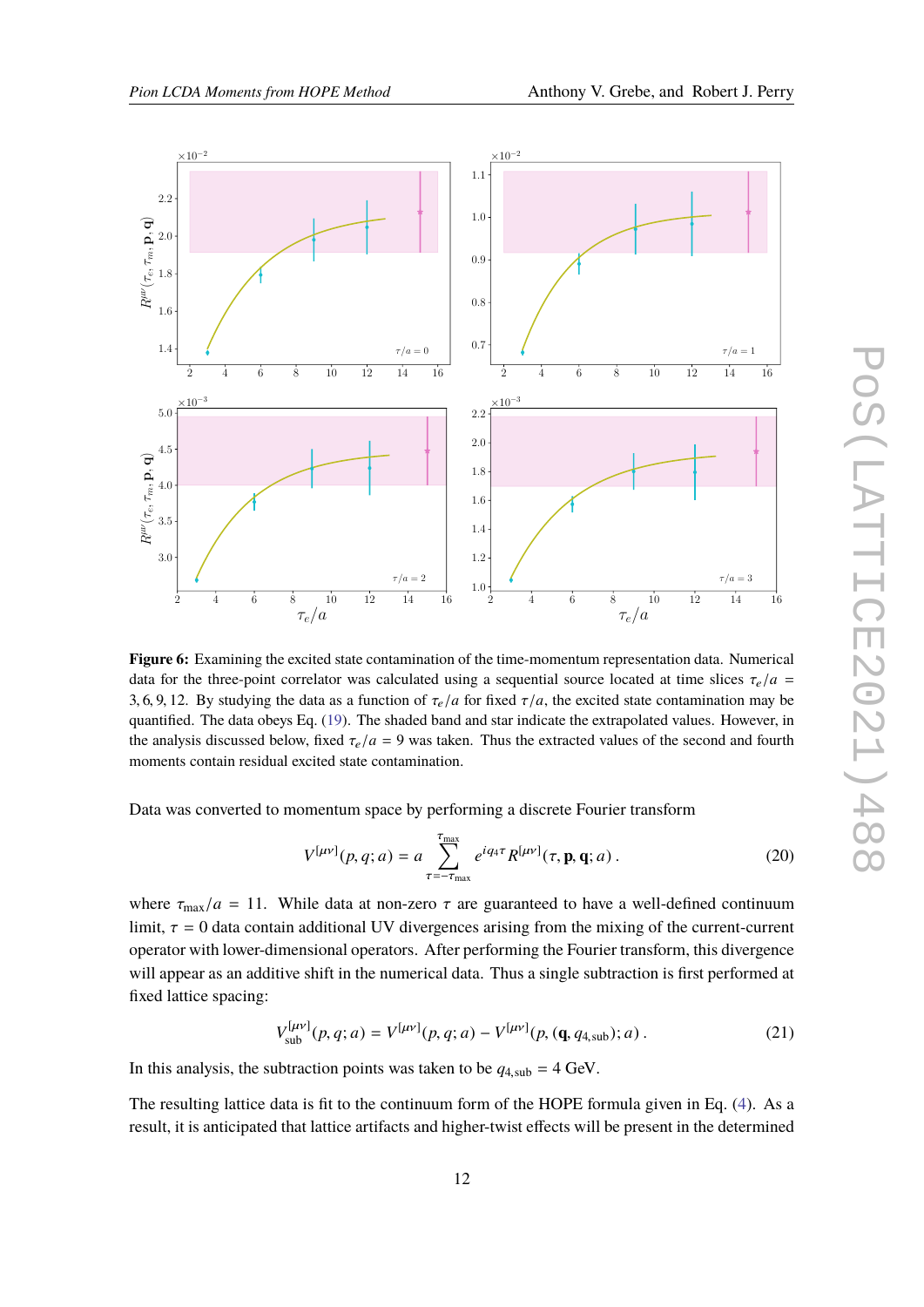**Figure 6:** Examining the excited state contamination of the time-momentum representation data. Numerical data for the three-point correlator was calculated using a sequential source located at time slices $\tau_e/a = 3, 6, 9, 12$. By studying the data as a function of $\tau_e/a$ for fixed $\tau/a$, the excited state contamination may be quantified. The data obeys Eq. (19). The shaded band and star indicate the extrapolated values. However, in the analysis discussed below, fixed $\tau_e/a = 9$ was taken. Thus the extracted values of the second and fourth moments contain residual excited state contamination.

Data was converted to momentum space by performing a discrete Fourier transform

$$V^{[\mu\nu]}(p, q; a) = a \sum_{\tau=-\tau_{\max}}^{\tau_{\max}} e^{iq_4\tau} R^{[\mu\nu]}(\tau, \mathbf{p}, \mathbf{q}; a)\,. \tag{20}$$

where $\tau_{\max}/a = 11$. While data at non-zero $\tau$ are guaranteed to have a well-defined continuum limit, $\tau = 0$ data contain additional UV divergences arising from the mixing of the current-current operator with lower-dimensional operators. After performing the Fourier transform, this divergence will appear as an additive shift in the numerical data. Thus a single subtraction is first performed at fixed lattice spacing:

$$V^{[\mu\nu]}_{\text{sub}}(p, q; a) = V^{[\mu\nu]}(p, q; a) - V^{[\mu\nu]}(p, (\mathbf{q}, q_{4,\text{sub}}); a)\,. \tag{21}$$

In this analysis, the subtraction points was taken to be $q_{4,\text{sub}} = 4$ GeV.

The resulting lattice data is fit to the continuum form of the HOPE formula given in Eq. (4). As a result, it is anticipated that lattice artifacts and higher-twist effects will be present in the determined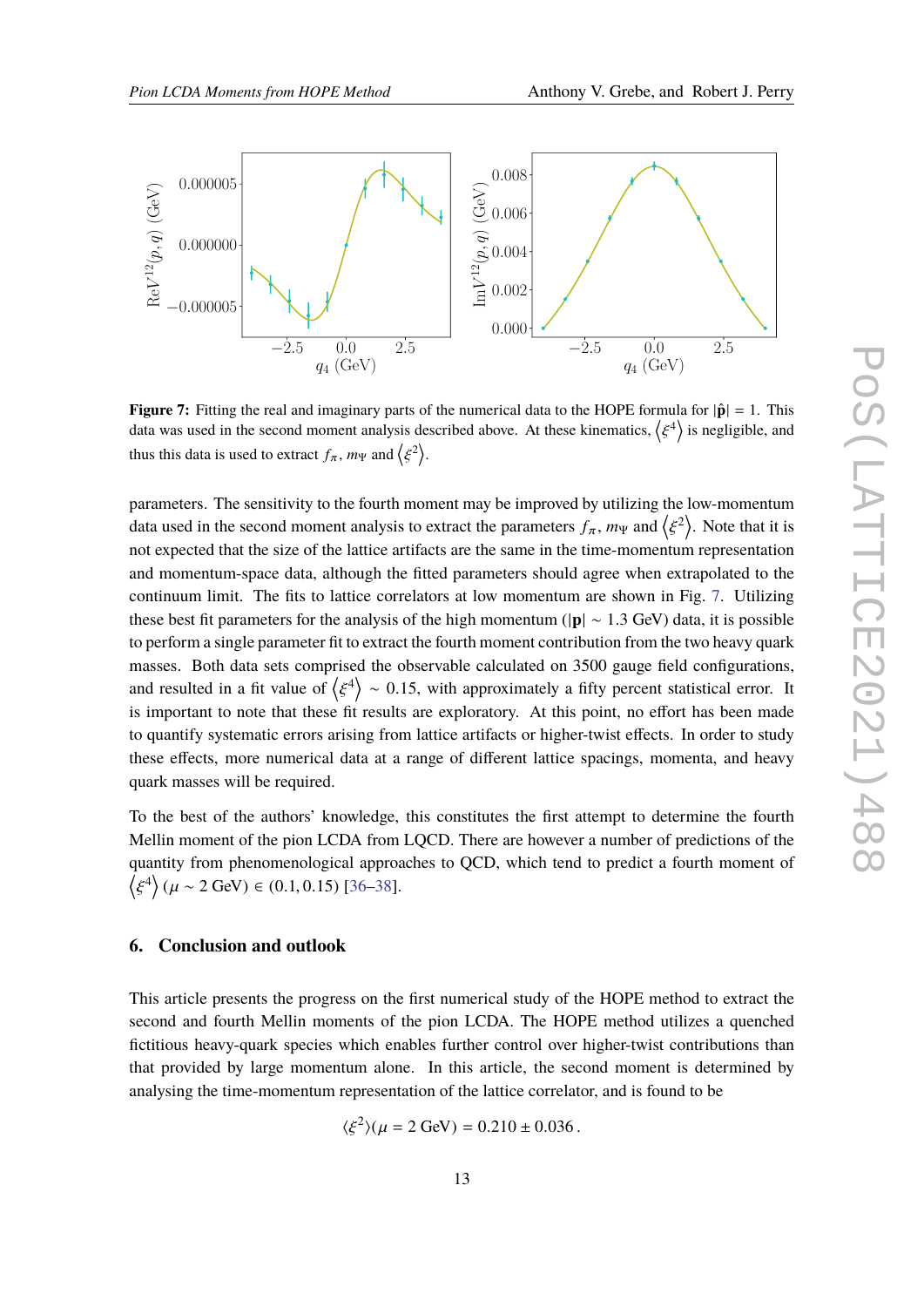**Figure 7:** Fitting the real and imaginary parts of the numerical data to the HOPE formula for $|\hat{\mathbf{p}}| = 1$. This data was used in the second moment analysis described above. At these kinematics, $\langle \xi^4 \rangle$ is negligible, and thus this data is used to extract $f_\pi$, $m_\Psi$ and $\langle \xi^2 \rangle$.

parameters. The sensitivity to the fourth moment may be improved by utilizing the low-momentum data used in the second moment analysis to extract the parameters $f_\pi$, $m_\Psi$ and $\langle \xi^2 \rangle$. Note that it is not expected that the size of the lattice artifacts are the same in the time-momentum representation and momentum-space data, although the fitted parameters should agree when extrapolated to the continuum limit. The fits to lattice correlators at low momentum are shown in Fig. 7. Utilizing these best fit parameters for the analysis of the high momentum ($|\mathbf{p}| \sim 1.3$ GeV) data, it is possible to perform a single parameter fit to extract the fourth moment contribution from the two heavy quark masses. Both data sets comprised the observable calculated on 3500 gauge field configurations, and resulted in a fit value of $\langle \xi^4 \rangle \sim 0.15$, with approximately a fifty percent statistical error. It is important to note that these fit results are exploratory. At this point, no effort has been made to quantify systematic errors arising from lattice artifacts or higher-twist effects. In order to study these effects, more numerical data at a range of different lattice spacings, momenta, and heavy quark masses will be required.

To the best of the authors' knowledge, this constitutes the first attempt to determine the fourth Mellin moment of the pion LCDA from LQCD. There are however a number of predictions of the quantity from phenomenological approaches to QCD, which tend to predict a fourth moment of $\langle \xi^4 \rangle (\mu \sim 2 \text{ GeV}) \in (0.1, 0.15)$ [36–38].

## 6. Conclusion and outlook

This article presents the progress on the first numerical study of the HOPE method to extract the second and fourth Mellin moments of the pion LCDA. The HOPE method utilizes a quenched fictitious heavy-quark species which enables further control over higher-twist contributions than that provided by large momentum alone. In this article, the second moment is determined by analysing the time-momentum representation of the lattice correlator, and is found to be

$$\langle \xi^2 \rangle (\mu = 2 \text{ GeV}) = 0.210 \pm 0.036\,.$$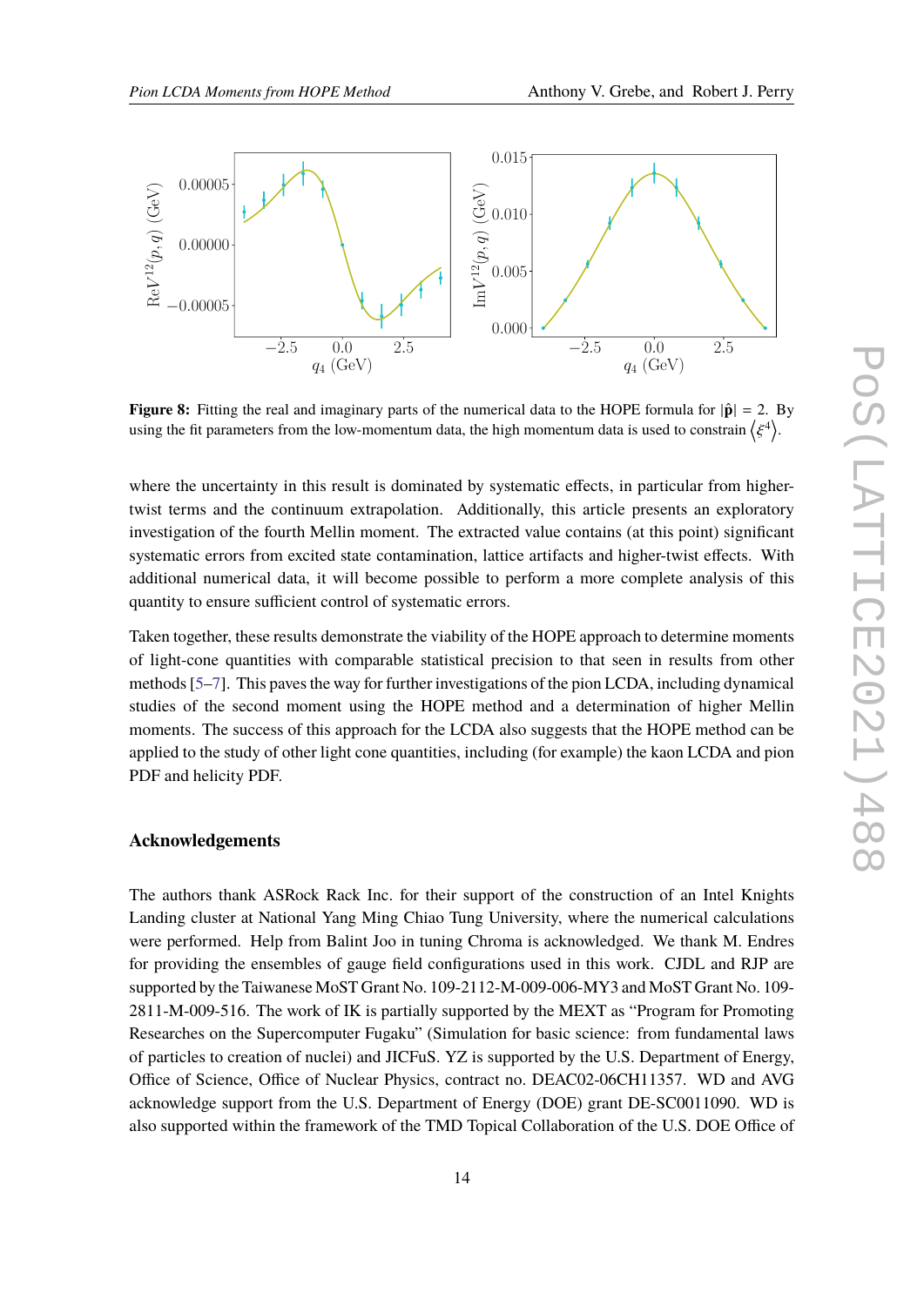**Figure 8:** Fitting the real and imaginary parts of the numerical data to the HOPE formula for $|\hat{\mathbf{p}}| = 2$. By using the fit parameters from the low-momentum data, the high momentum data is used to constrain $\langle \xi^4 \rangle$.

where the uncertainty in this result is dominated by systematic effects, in particular from higher-twist terms and the continuum extrapolation. Additionally, this article presents an exploratory investigation of the fourth Mellin moment. The extracted value contains (at this point) significant systematic errors from excited state contamination, lattice artifacts and higher-twist effects. With additional numerical data, it will become possible to perform a more complete analysis of this quantity to ensure sufficient control of systematic errors.

Taken together, these results demonstrate the viability of the HOPE approach to determine moments of light-cone quantities with comparable statistical precision to that seen in results from other methods [5–7]. This paves the way for further investigations of the pion LCDA, including dynamical studies of the second moment using the HOPE method and a determination of higher Mellin moments. The success of this approach for the LCDA also suggests that the HOPE method can be applied to the study of other light cone quantities, including (for example) the kaon LCDA and pion PDF and helicity PDF.

## Acknowledgements

The authors thank ASRock Rack Inc. for their support of the construction of an Intel Knights Landing cluster at National Yang Ming Chiao Tung University, where the numerical calculations were performed. Help from Balint Joo in tuning Chroma is acknowledged. We thank M. Endres for providing the ensembles of gauge field configurations used in this work. CJDL and RJP are supported by the Taiwanese MoST Grant No. 109-2112-M-009-006-MY3 and MoST Grant No. 109-2811-M-009-516. The work of IK is partially supported by the MEXT as "Program for Promoting Researches on the Supercomputer Fugaku" (Simulation for basic science: from fundamental laws of particles to creation of nuclei) and JICFuS. YZ is supported by the U.S. Department of Energy, Office of Science, Office of Nuclear Physics, contract no. DEAC02-06CH11357. WD and AVG acknowledge support from the U.S. Department of Energy (DOE) grant DE-SC0011090. WD is also supported within the framework of the TMD Topical Collaboration of the U.S. DOE Office of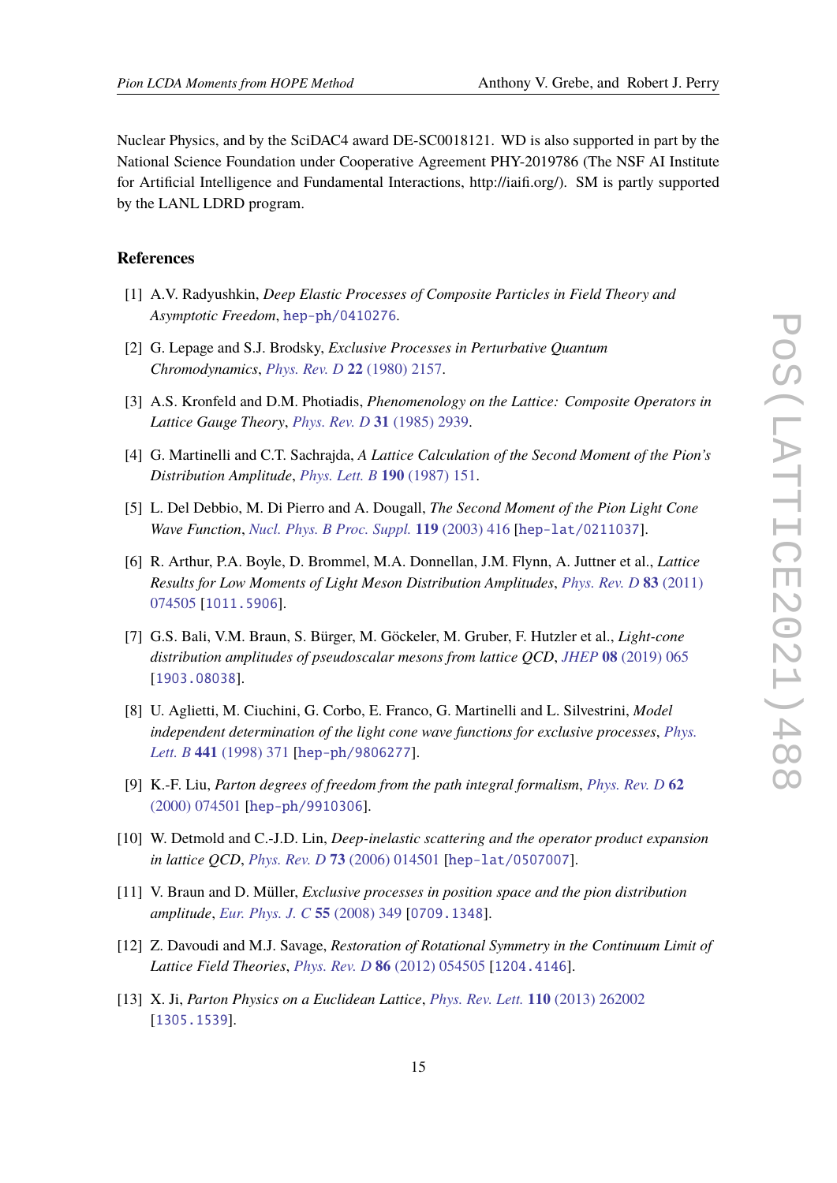Nuclear Physics, and by the SciDAC4 award DE-SC0018121. WD is also supported in part by the National Science Foundation under Cooperative Agreement PHY-2019786 (The NSF AI Institute for Artificial Intelligence and Fundamental Interactions, http://iaifi.org/). SM is partly supported by the LANL LDRD program.

## References

[1] A.V. Radyushkin, *Deep Elastic Processes of Composite Particles in Field Theory and Asymptotic Freedom*, hep-ph/0410276.

[2] G. Lepage and S.J. Brodsky, *Exclusive Processes in Perturbative Quantum Chromodynamics*, *Phys. Rev. D* **22** (1980) 2157.

[3] A.S. Kronfeld and D.M. Photiadis, *Phenomenology on the Lattice: Composite Operators in Lattice Gauge Theory*, *Phys. Rev. D* **31** (1985) 2939.

[4] G. Martinelli and C.T. Sachrajda, *A Lattice Calculation of the Second Moment of the Pion's Distribution Amplitude*, *Phys. Lett. B* **190** (1987) 151.

[5] L. Del Debbio, M. Di Pierro and A. Dougall, *The Second Moment of the Pion Light Cone Wave Function*, *Nucl. Phys. B Proc. Suppl.* **119** (2003) 416 [hep-lat/0211037].

[6] R. Arthur, P.A. Boyle, D. Brommel, M.A. Donnellan, J.M. Flynn, A. Juttner et al., *Lattice Results for Low Moments of Light Meson Distribution Amplitudes*, *Phys. Rev. D* **83** (2011) 074505 [1011.5906].

[7] G.S. Bali, V.M. Braun, S. Bürger, M. Göckeler, M. Gruber, F. Hutzler et al., *Light-cone distribution amplitudes of pseudoscalar mesons from lattice QCD*, *JHEP* **08** (2019) 065 [1903.08038].

[8] U. Aglietti, M. Ciuchini, G. Corbo, E. Franco, G. Martinelli and L. Silvestrini, *Model independent determination of the light cone wave functions for exclusive processes*, *Phys. Lett. B* **441** (1998) 371 [hep-ph/9806277].

[9] K.-F. Liu, *Parton degrees of freedom from the path integral formalism*, *Phys. Rev. D* **62** (2000) 074501 [hep-ph/9910306].

[10] W. Detmold and C.-J.D. Lin, *Deep-inelastic scattering and the operator product expansion in lattice QCD*, *Phys. Rev. D* **73** (2006) 014501 [hep-lat/0507007].

[11] V. Braun and D. Müller, *Exclusive processes in position space and the pion distribution amplitude*, *Eur. Phys. J. C* **55** (2008) 349 [0709.1348].

[12] Z. Davoudi and M.J. Savage, *Restoration of Rotational Symmetry in the Continuum Limit of Lattice Field Theories*, *Phys. Rev. D* **86** (2012) 054505 [1204.4146].

[13] X. Ji, *Parton Physics on a Euclidean Lattice*, *Phys. Rev. Lett.* **110** (2013) 262002 [1305.1539].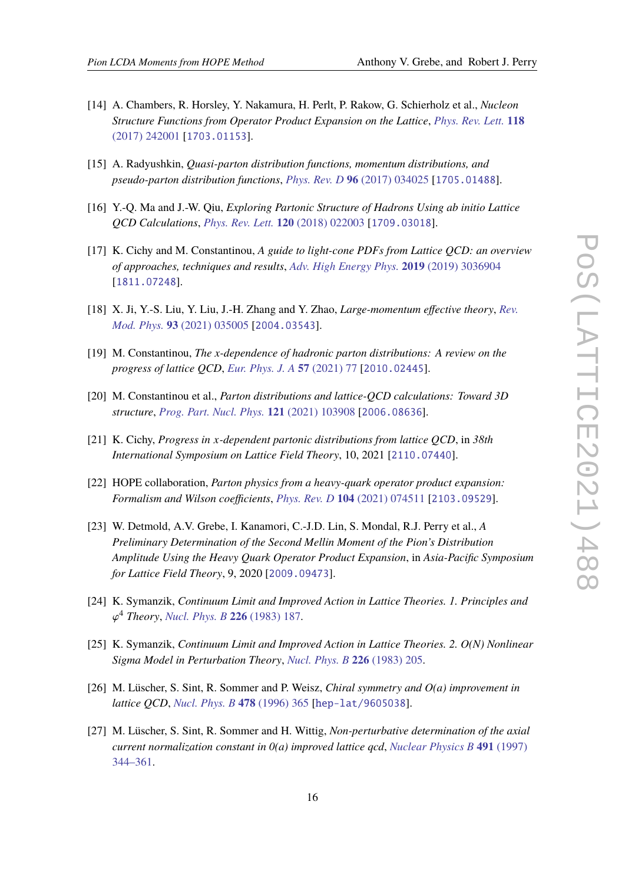[14] A. Chambers, R. Horsley, Y. Nakamura, H. Perlt, P. Rakow, G. Schierholz et al., *Nucleon Structure Functions from Operator Product Expansion on the Lattice*, Phys. Rev. Lett. **118** (2017) 242001 [1703.01153].

[15] A. Radyushkin, *Quasi-parton distribution functions, momentum distributions, and pseudo-parton distribution functions*, Phys. Rev. D **96** (2017) 034025 [1705.01488].

[16] Y.-Q. Ma and J.-W. Qiu, *Exploring Partonic Structure of Hadrons Using ab initio Lattice QCD Calculations*, Phys. Rev. Lett. **120** (2018) 022003 [1709.03018].

[17] K. Cichy and M. Constantinou, *A guide to light-cone PDFs from Lattice QCD: an overview of approaches, techniques and results*, Adv. High Energy Phys. **2019** (2019) 3036904 [1811.07248].

[18] X. Ji, Y.-S. Liu, Y. Liu, J.-H. Zhang and Y. Zhao, *Large-momentum effective theory*, Rev. Mod. Phys. **93** (2021) 035005 [2004.03543].

[19] M. Constantinou, *The x-dependence of hadronic parton distributions: A review on the progress of lattice QCD*, Eur. Phys. J. A **57** (2021) 77 [2010.02445].

[20] M. Constantinou et al., *Parton distributions and lattice-QCD calculations: Toward 3D structure*, Prog. Part. Nucl. Phys. **121** (2021) 103908 [2006.08636].

[21] K. Cichy, *Progress in x-dependent partonic distributions from lattice QCD*, in *38th International Symposium on Lattice Field Theory*, 10, 2021 [2110.07440].

[22] HOPE collaboration, *Parton physics from a heavy-quark operator product expansion: Formalism and Wilson coefficients*, Phys. Rev. D **104** (2021) 074511 [2103.09529].

[23] W. Detmold, A.V. Grebe, I. Kanamori, C.-J.D. Lin, S. Mondal, R.J. Perry et al., *A Preliminary Determination of the Second Mellin Moment of the Pion's Distribution Amplitude Using the Heavy Quark Operator Product Expansion*, in *Asia-Pacific Symposium for Lattice Field Theory*, 9, 2020 [2009.09473].

[24] K. Symanzik, *Continuum Limit and Improved Action in Lattice Theories. 1. Principles and $\varphi^4$ Theory*, Nucl. Phys. B **226** (1983) 187.

[25] K. Symanzik, *Continuum Limit and Improved Action in Lattice Theories. 2. O(N) Nonlinear Sigma Model in Perturbation Theory*, Nucl. Phys. B **226** (1983) 205.

[26] M. Lüscher, S. Sint, R. Sommer and P. Weisz, *Chiral symmetry and O(a) improvement in lattice QCD*, Nucl. Phys. B **478** (1996) 365 [hep-lat/9605038].

[27] M. Lüscher, S. Sint, R. Sommer and H. Wittig, *Non-perturbative determination of the axial current normalization constant in O(a) improved lattice qcd*, Nuclear Physics B **491** (1997) 344–361.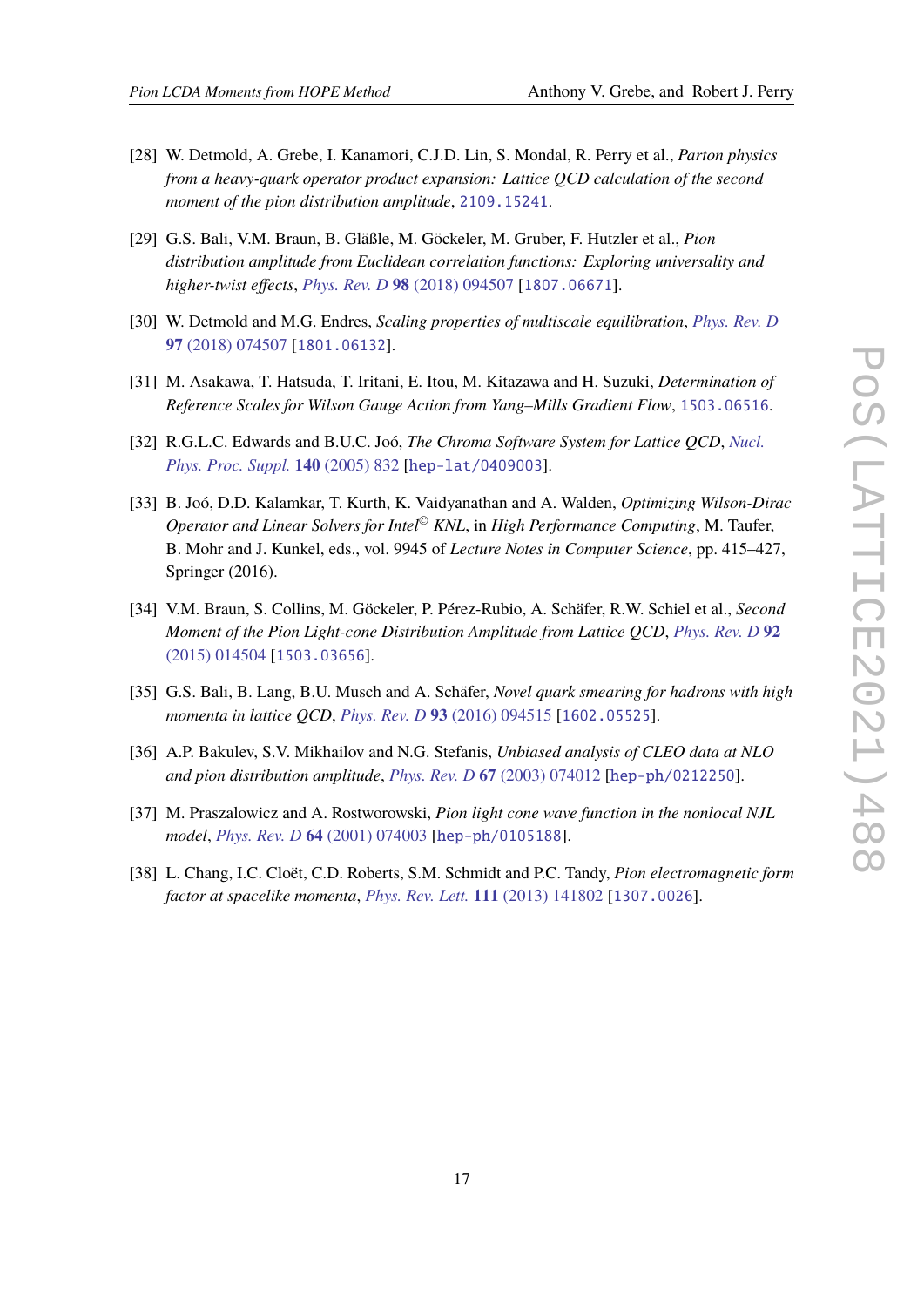[28] W. Detmold, A. Grebe, I. Kanamori, C.J.D. Lin, S. Mondal, R. Perry et al., *Parton physics from a heavy-quark operator product expansion: Lattice QCD calculation of the second moment of the pion distribution amplitude*, 2109.15241.

[29] G.S. Bali, V.M. Braun, B. Gläßle, M. Göckeler, M. Gruber, F. Hutzler et al., *Pion distribution amplitude from Euclidean correlation functions: Exploring universality and higher-twist effects*, Phys. Rev. D **98** (2018) 094507 [1807.06671].

[30] W. Detmold and M.G. Endres, *Scaling properties of multiscale equilibration*, Phys. Rev. D **97** (2018) 074507 [1801.06132].

[31] M. Asakawa, T. Hatsuda, T. Iritani, E. Itou, M. Kitazawa and H. Suzuki, *Determination of Reference Scales for Wilson Gauge Action from Yang–Mills Gradient Flow*, 1503.06516.

[32] R.G.L.C. Edwards and B.U.C. Joó, *The Chroma Software System for Lattice QCD*, Nucl. Phys. Proc. Suppl. **140** (2005) 832 [hep-lat/0409003].

[33] B. Joó, D.D. Kalamkar, T. Kurth, K. Vaidyanathan and A. Walden, *Optimizing Wilson-Dirac Operator and Linear Solvers for Intel© KNL*, in *High Performance Computing*, M. Taufer, B. Mohr and J. Kunkel, eds., vol. 9945 of *Lecture Notes in Computer Science*, pp. 415–427, Springer (2016).

[34] V.M. Braun, S. Collins, M. Göckeler, P. Pérez-Rubio, A. Schäfer, R.W. Schiel et al., *Second Moment of the Pion Light-cone Distribution Amplitude from Lattice QCD*, Phys. Rev. D **92** (2015) 014504 [1503.03656].

[35] G.S. Bali, B. Lang, B.U. Musch and A. Schäfer, *Novel quark smearing for hadrons with high momenta in lattice QCD*, Phys. Rev. D **93** (2016) 094515 [1602.05525].

[36] A.P. Bakulev, S.V. Mikhailov and N.G. Stefanis, *Unbiased analysis of CLEO data at NLO and pion distribution amplitude*, Phys. Rev. D **67** (2003) 074012 [hep-ph/0212250].

[37] M. Praszalowicz and A. Rostworowski, *Pion light cone wave function in the nonlocal NJL model*, Phys. Rev. D **64** (2001) 074003 [hep-ph/0105188].

[38] L. Chang, I.C. Cloët, C.D. Roberts, S.M. Schmidt and P.C. Tandy, *Pion electromagnetic form factor at spacelike momenta*, Phys. Rev. Lett. **111** (2013) 141802 [1307.0026].